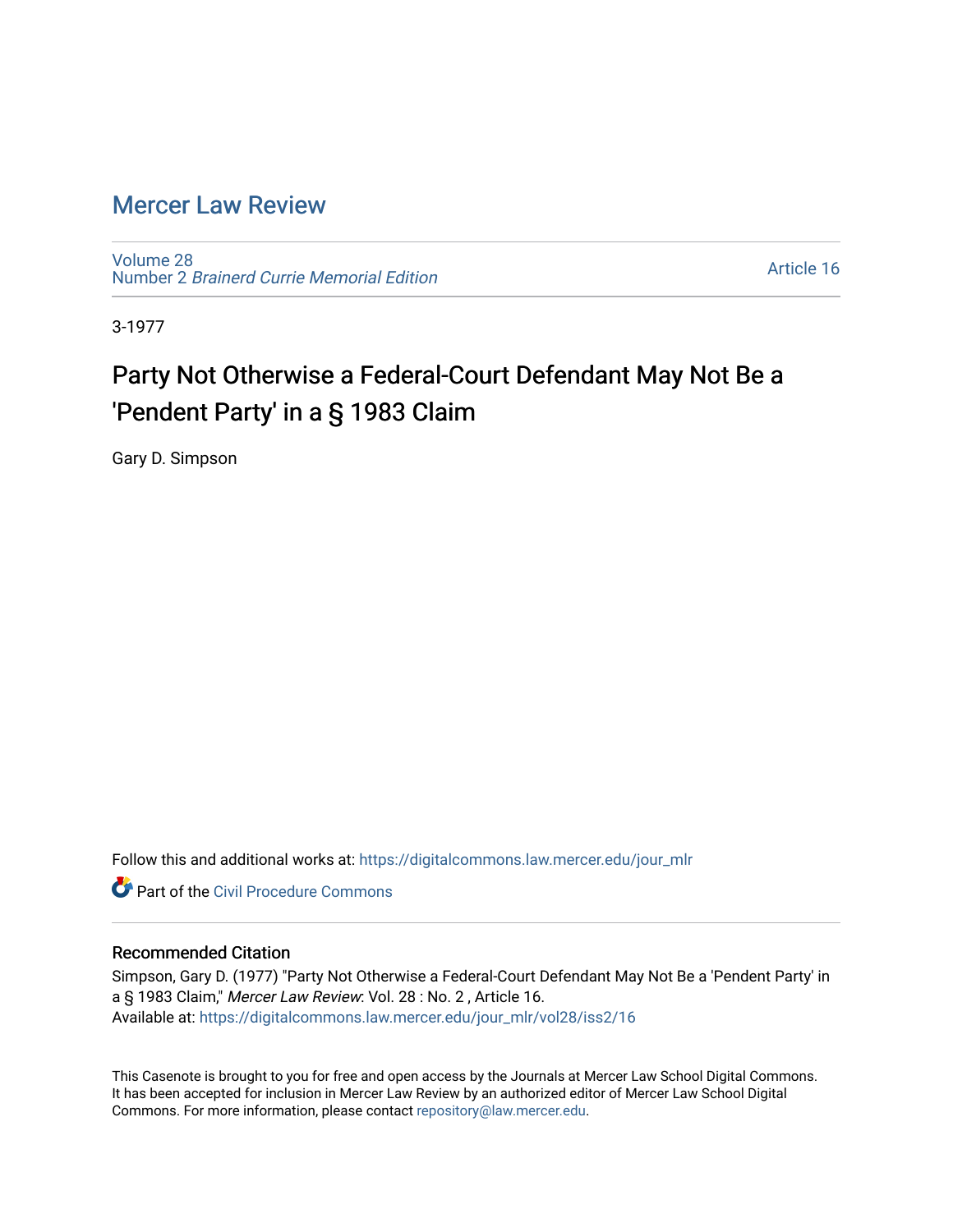# Mercer Law Review

Volume 28
Number 2 *Brainerd Currie Memorial Edition*

Article 16

3-1977

# Party Not Otherwise a Federal-Court Defendant May Not Be a 'Pendent Party' in a § 1983 Claim

Gary D. Simpson

Follow this and additional works at: https://digitalcommons.law.mercer.edu/jour_mlr

Part of the Civil Procedure Commons

## Recommended Citation

Simpson, Gary D. (1977) "Party Not Otherwise a Federal-Court Defendant May Not Be a 'Pendent Party' in a § 1983 Claim," *Mercer Law Review*: Vol. 28 : No. 2 , Article 16.
Available at: https://digitalcommons.law.mercer.edu/jour_mlr/vol28/iss2/16

This Casenote is brought to you for free and open access by the Journals at Mercer Law School Digital Commons. It has been accepted for inclusion in Mercer Law Review by an authorized editor of Mercer Law School Digital Commons. For more information, please contact repository@law.mercer.edu.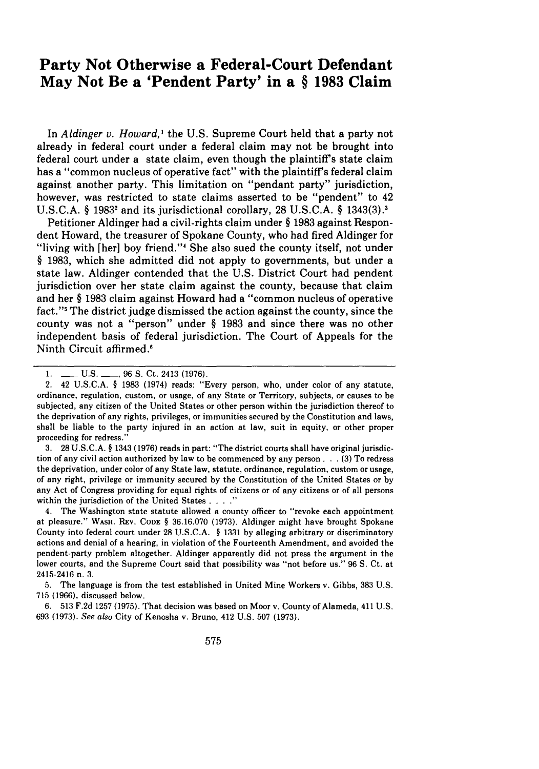# Party Not Otherwise a Federal-Court Defendant May Not Be a 'Pendent Party' in a § 1983 Claim

In *Aldinger v. Howard*,[1] the U.S. Supreme Court held that a party not already in federal court under a federal claim may not be brought into federal court under a state claim, even though the plaintiff's state claim has a "common nucleus of operative fact" with the plaintiff's federal claim against another party. This limitation on "pendant party" jurisdiction, however, was restricted to state claims asserted to be "pendent" to 42 U.S.C.A. § 1983[2] and its jurisdictional corollary, 28 U.S.C.A. § 1343(3).[3]

Petitioner Aldinger had a civil-rights claim under § 1983 against Respondent Howard, the treasurer of Spokane County, who had fired Aldinger for "living with [her] boy friend."[4] She also sued the county itself, not under § 1983, which she admitted did not apply to governments, but under a state law. Aldinger contended that the U.S. District Court had pendent jurisdiction over her state claim against the county, because that claim and her § 1983 claim against Howard had a "common nucleus of operative fact."[5] The district judge dismissed the action against the county, since the county was not a "person" under § 1983 and since there was no other independent basis of federal jurisdiction. The Court of Appeals for the Ninth Circuit affirmed.[6]

---

1. \_\_\_ U.S. \_\_\_, 96 S. Ct. 2413 (1976).

2. 42 U.S.C.A. § 1983 (1974) reads: "Every person, who, under color of any statute, ordinance, regulation, custom, or usage, of any State or Territory, subjects, or causes to be subjected, any citizen of the United States or other person within the jurisdiction thereof to the deprivation of any rights, privileges, or immunities secured by the Constitution and laws, shall be liable to the party injured in an action at law, suit in equity, or other proper proceeding for redress."

3. 28 U.S.C.A. § 1343 (1976) reads in part: "The district courts shall have original jurisdiction of any civil action authorized by law to be commenced by any person . . . (3) To redress the deprivation, under color of any State law, statute, ordinance, regulation, custom or usage, of any right, privilege or immunity secured by the Constitution of the United States or by any Act of Congress providing for equal rights of citizens or of any citizens or of all persons within the jurisdiction of the United States . . . ."

4. The Washington state statute allowed a county officer to "revoke each appointment at pleasure." WASH. REV. CODE § 36.16.070 (1973). Aldinger might have brought Spokane County into federal court under 28 U.S.C.A. § 1331 by alleging arbitrary or discriminatory actions and denial of a hearing, in violation of the Fourteenth Amendment, and avoided the pendent-party problem altogether. Aldinger apparently did not press the argument in the lower courts, and the Supreme Court said that possibility was "not before us." 96 S. Ct. at 2415-2416 n. 3.

5. The language is from the test established in United Mine Workers v. Gibbs, 383 U.S. 715 (1966), discussed below.

6. 513 F.2d 1257 (1975). That decision was based on Moor v. County of Alameda, 411 U.S. 693 (1973). *See also* City of Kenosha v. Bruno, 412 U.S. 507 (1973).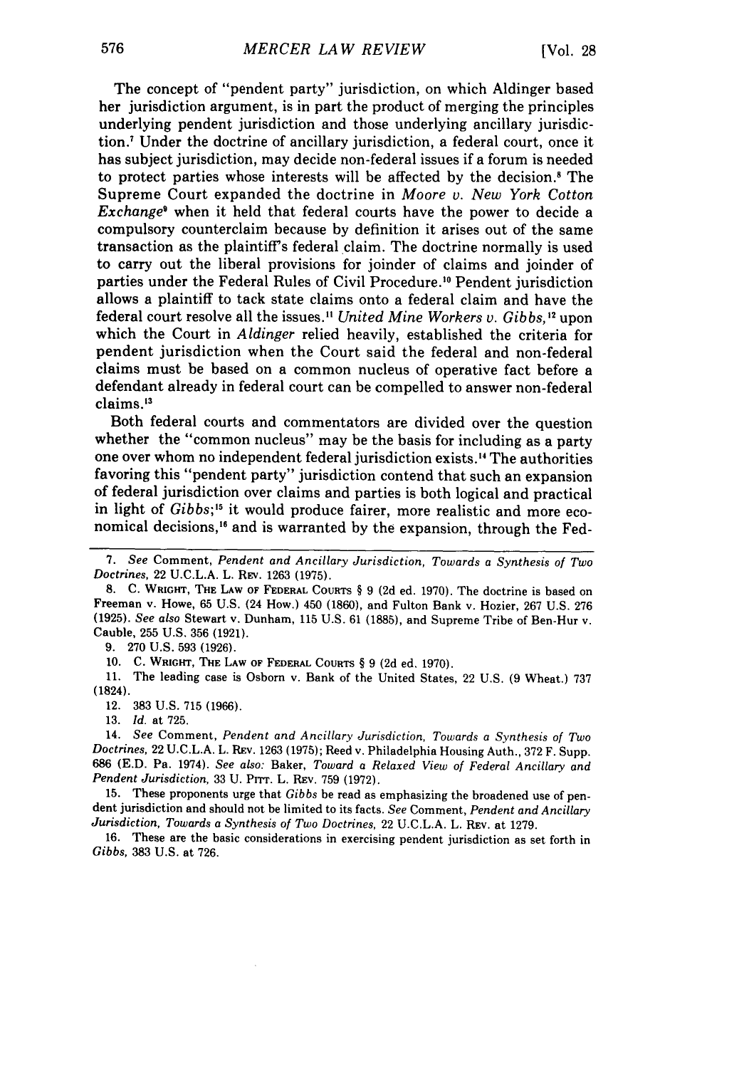The concept of "pendent party" jurisdiction, on which Aldinger based her jurisdiction argument, is in part the product of merging the principles underlying pendent jurisdiction and those underlying ancillary jurisdiction.[7] Under the doctrine of ancillary jurisdiction, a federal court, once it has subject jurisdiction, may decide non-federal issues if a forum is needed to protect parties whose interests will be affected by the decision.[8] The Supreme Court expanded the doctrine in *Moore v. New York Cotton Exchange*[9] when it held that federal courts have the power to decide a compulsory counterclaim because by definition it arises out of the same transaction as the plaintiff's federal claim. The doctrine normally is used to carry out the liberal provisions for joinder of claims and joinder of parties under the Federal Rules of Civil Procedure.[10] Pendent jurisdiction allows a plaintiff to tack state claims onto a federal claim and have the federal court resolve all the issues.[11] *United Mine Workers v. Gibbs,*[12] upon which the Court in *Aldinger* relied heavily, established the criteria for pendent jurisdiction when the Court said the federal and non-federal claims must be based on a common nucleus of operative fact before a defendant already in federal court can be compelled to answer non-federal claims.[13]

Both federal courts and commentators are divided over the question whether the "common nucleus" may be the basis for including as a party one over whom no independent federal jurisdiction exists.[14] The authorities favoring this "pendent party" jurisdiction contend that such an expansion of federal jurisdiction over claims and parties is both logical and practical in light of *Gibbs*;[15] it would produce fairer, more realistic and more economical decisions,[16] and is warranted by the expansion, through the Fed-

---

7. *See* Comment, *Pendent and Ancillary Jurisdiction, Towards a Synthesis of Two Doctrines,* 22 U.C.L.A. L. REV. 1263 (1975).

8. C. WRIGHT, THE LAW OF FEDERAL COURTS § 9 (2d ed. 1970). The doctrine is based on Freeman v. Howe, 65 U.S. (24 How.) 450 (1860), and Fulton Bank v. Hozier, 267 U.S. 276 (1925). *See also* Stewart v. Dunham, 115 U.S. 61 (1885), and Supreme Tribe of Ben-Hur v. Cauble, 255 U.S. 356 (1921).

9. 270 U.S. 593 (1926).

10. C. WRIGHT, THE LAW OF FEDERAL COURTS § 9 (2d ed. 1970).

11. The leading case is Osborn v. Bank of the United States, 22 U.S. (9 Wheat.) 737 (1824).

12. 383 U.S. 715 (1966).

13. *Id.* at 725.

14. *See* Comment, *Pendent and Ancillary Jurisdiction, Towards a Synthesis of Two Doctrines,* 22 U.C.L.A. L. REV. 1263 (1975); Reed v. Philadelphia Housing Auth., 372 F. Supp. 686 (E.D. Pa. 1974). *See also:* Baker, *Toward a Relaxed View of Federal Ancillary and Pendent Jurisdiction,* 33 U. PITT. L. REV. 759 (1972).

15. These proponents urge that *Gibbs* be read as emphasizing the broadened use of pendent jurisdiction and should not be limited to its facts. *See* Comment, *Pendent and Ancillary Jurisdiction, Towards a Synthesis of Two Doctrines,* 22 U.C.L.A. L. REV. at 1279.

16. These are the basic considerations in exercising pendent jurisdiction as set forth in *Gibbs,* 383 U.S. at 726.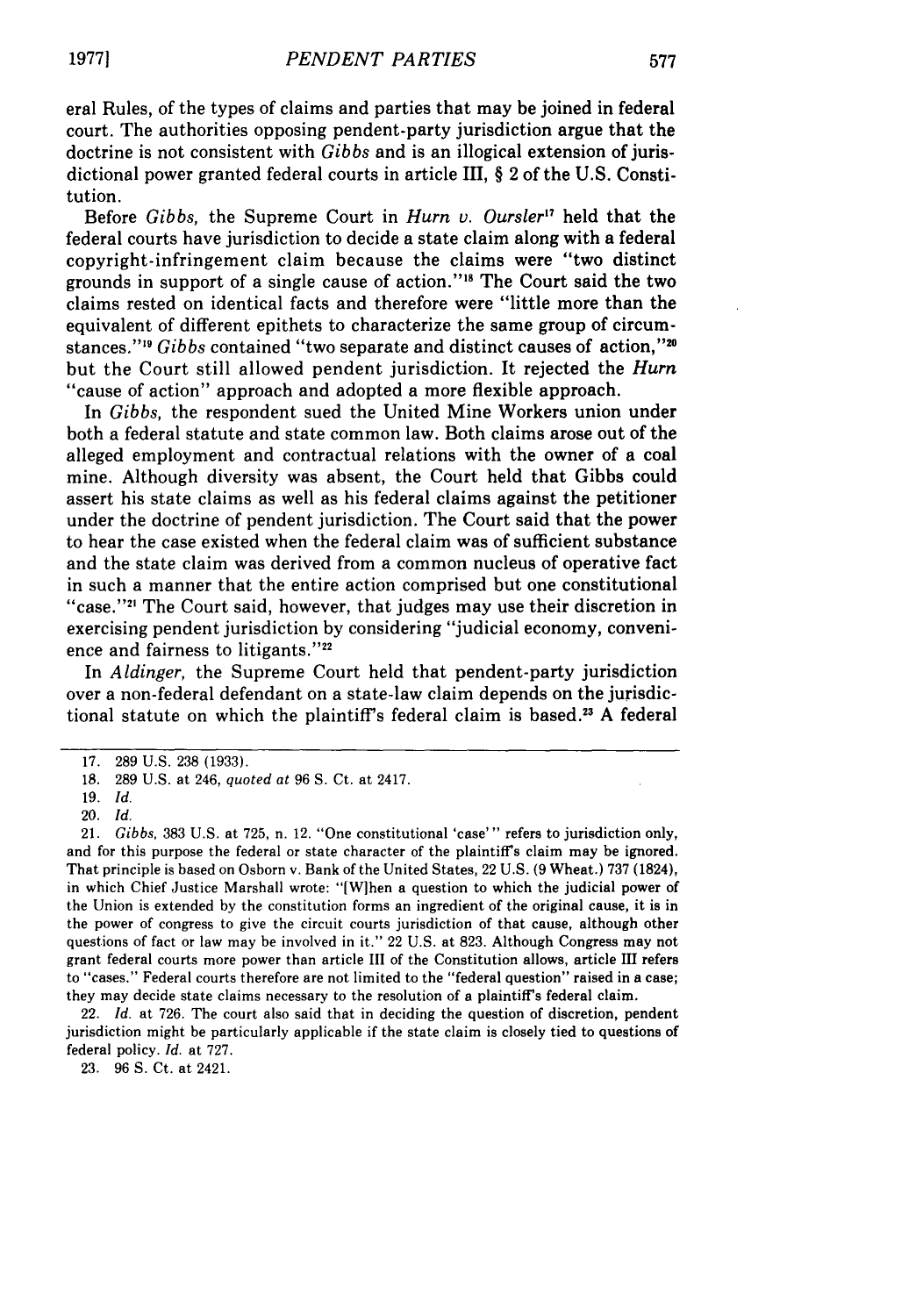eral Rules, of the types of claims and parties that may be joined in federal court. The authorities opposing pendent-party jurisdiction argue that the doctrine is not consistent with *Gibbs* and is an illogical extension of jurisdictional power granted federal courts in article III, § 2 of the U.S. Constitution.

Before *Gibbs*, the Supreme Court in *Hurn v. Oursler*[17] held that the federal courts have jurisdiction to decide a state claim along with a federal copyright-infringement claim because the claims were "two distinct grounds in support of a single cause of action."[18] The Court said the two claims rested on identical facts and therefore were "little more than the equivalent of different epithets to characterize the same group of circumstances."[19] *Gibbs* contained "two separate and distinct causes of action,"[20] but the Court still allowed pendent jurisdiction. It rejected the *Hurn* "cause of action" approach and adopted a more flexible approach.

In *Gibbs*, the respondent sued the United Mine Workers union under both a federal statute and state common law. Both claims arose out of the alleged employment and contractual relations with the owner of a coal mine. Although diversity was absent, the Court held that Gibbs could assert his state claims as well as his federal claims against the petitioner under the doctrine of pendent jurisdiction. The Court said that the power to hear the case existed when the federal claim was of sufficient substance and the state claim was derived from a common nucleus of operative fact in such a manner that the entire action comprised but one constitutional "case."[21] The Court said, however, that judges may use their discretion in exercising pendent jurisdiction by considering "judicial economy, convenience and fairness to litigants."[22]

In *Aldinger*, the Supreme Court held that pendent-party jurisdiction over a non-federal defendant on a state-law claim depends on the jurisdictional statute on which the plaintiff's federal claim is based.[23] A federal

---

17. 289 U.S. 238 (1933).

18. 289 U.S. at 246, *quoted at* 96 S. Ct. at 2417.

19. *Id.*

20. *Id.*

21. *Gibbs*, 383 U.S. at 725, n. 12. "One constitutional 'case'" refers to jurisdiction only, and for this purpose the federal or state character of the plaintiff's claim may be ignored. That principle is based on Osborn v. Bank of the United States, 22 U.S. (9 Wheat.) 737 (1824), in which Chief Justice Marshall wrote: "[W]hen a question to which the judicial power of the Union is extended by the constitution forms an ingredient of the original cause, it is in the power of congress to give the circuit courts jurisdiction of that cause, although other questions of fact or law may be involved in it." 22 U.S. at 823. Although Congress may not grant federal courts more power than article III of the Constitution allows, article III refers to "cases." Federal courts therefore are not limited to the "federal question" raised in a case; they may decide state claims necessary to the resolution of a plaintiff's federal claim.

22. *Id.* at 726. The court also said that in deciding the question of discretion, pendent jurisdiction might be particularly applicable if the state claim is closely tied to questions of federal policy. *Id.* at 727.

23. 96 S. Ct. at 2421.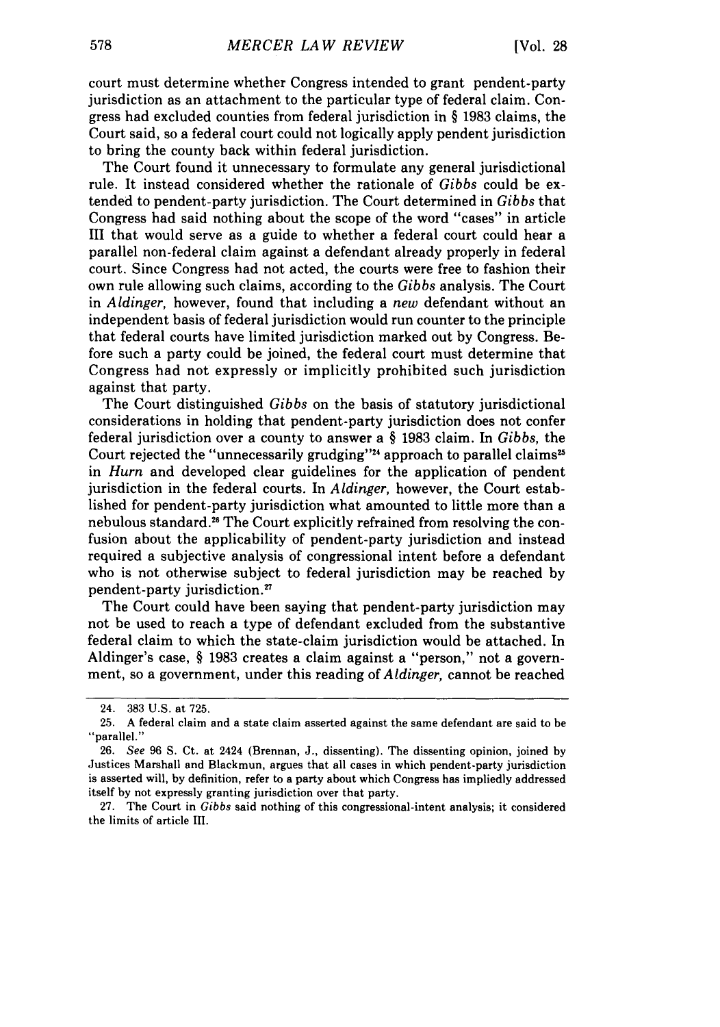court must determine whether Congress intended to grant pendent-party jurisdiction as an attachment to the particular type of federal claim. Congress had excluded counties from federal jurisdiction in § 1983 claims, the Court said, so a federal court could not logically apply pendent jurisdiction to bring the county back within federal jurisdiction.

The Court found it unnecessary to formulate any general jurisdictional rule. It instead considered whether the rationale of *Gibbs* could be extended to pendent-party jurisdiction. The Court determined in *Gibbs* that Congress had said nothing about the scope of the word "cases" in article III that would serve as a guide to whether a federal court could hear a parallel non-federal claim against a defendant already properly in federal court. Since Congress had not acted, the courts were free to fashion their own rule allowing such claims, according to the *Gibbs* analysis. The Court in *Aldinger*, however, found that including a *new* defendant without an independent basis of federal jurisdiction would run counter to the principle that federal courts have limited jurisdiction marked out by Congress. Before such a party could be joined, the federal court must determine that Congress had not expressly or implicitly prohibited such jurisdiction against that party.

The Court distinguished *Gibbs* on the basis of statutory jurisdictional considerations in holding that pendent-party jurisdiction does not confer federal jurisdiction over a county to answer a § 1983 claim. In *Gibbs*, the Court rejected the "unnecessarily grudging"[24] approach to parallel claims[25] in *Hurn* and developed clear guidelines for the application of pendent jurisdiction in the federal courts. In *Aldinger*, however, the Court established for pendent-party jurisdiction what amounted to little more than a nebulous standard.[26] The Court explicitly refrained from resolving the confusion about the applicability of pendent-party jurisdiction and instead required a subjective analysis of congressional intent before a defendant who is not otherwise subject to federal jurisdiction may be reached by pendent-party jurisdiction.[27]

The Court could have been saying that pendent-party jurisdiction may not be used to reach a type of defendant excluded from the substantive federal claim to which the state-claim jurisdiction would be attached. In Aldinger's case, § 1983 creates a claim against a "person," not a government, so a government, under this reading of *Aldinger*, cannot be reached

---

24. 383 U.S. at 725.

25. A federal claim and a state claim asserted against the same defendant are said to be "parallel."

26. *See* 96 S. Ct. at 2424 (Brennan, J., dissenting). The dissenting opinion, joined by Justices Marshall and Blackmun, argues that all cases in which pendent-party jurisdiction is asserted will, by definition, refer to a party about which Congress has impliedly addressed itself by not expressly granting jurisdiction over that party.

27. The Court in *Gibbs* said nothing of this congressional-intent analysis; it considered the limits of article III.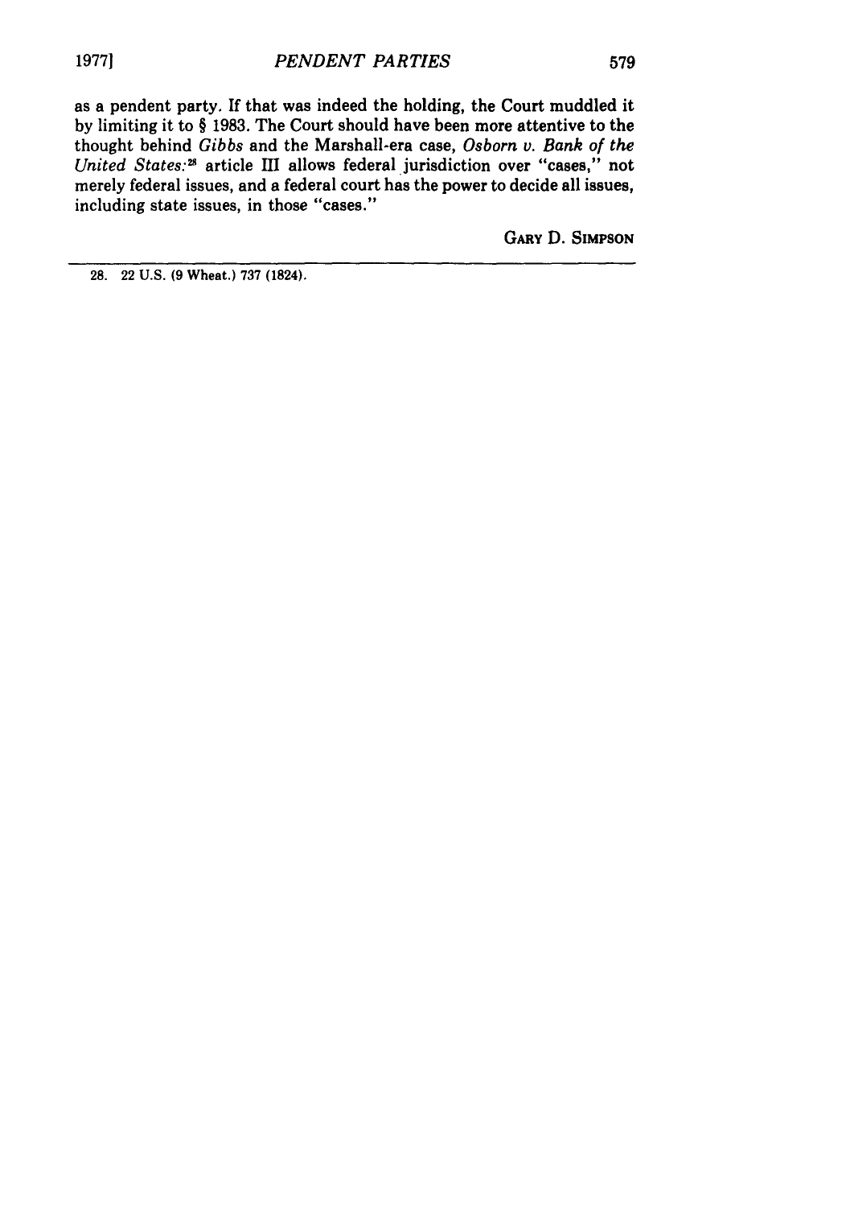as a pendent party. If that was indeed the holding, the Court muddled it by limiting it to § 1983. The Court should have been more attentive to the thought behind *Gibbs* and the Marshall-era case, *Osborn v. Bank of the United States:*[28] article III allows federal jurisdiction over "cases," not merely federal issues, and a federal court has the power to decide all issues, including state issues, in those "cases."

GARY D. SIMPSON

---

28. 22 U.S. (9 Wheat.) 737 (1824).